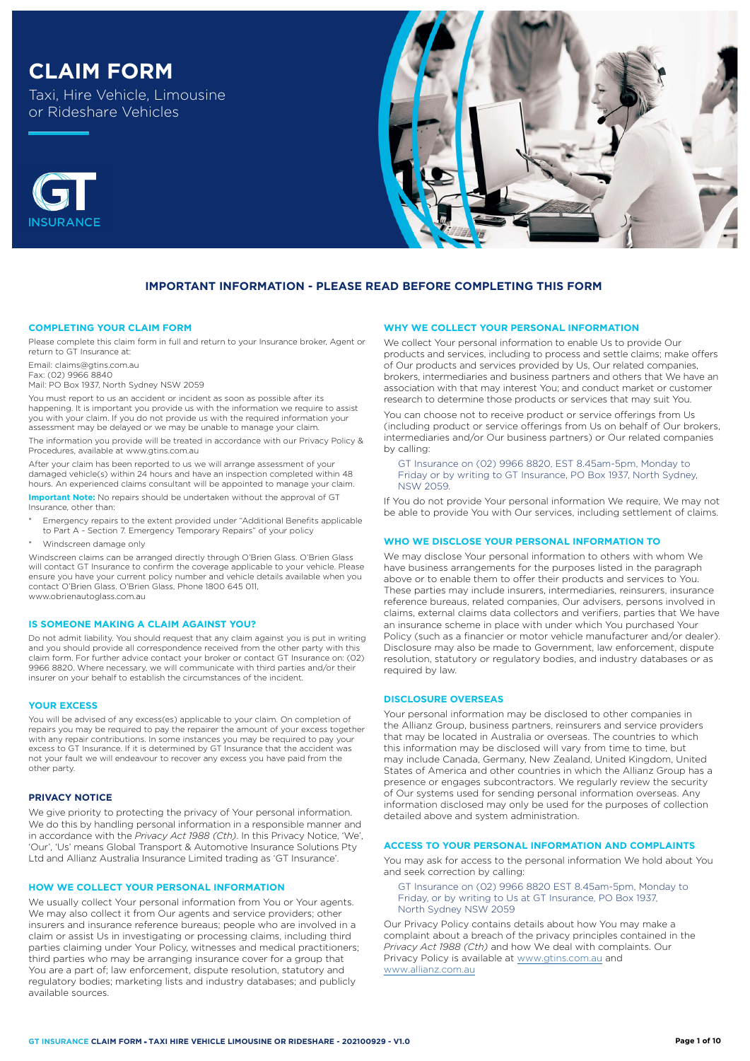# CLAIM FORM

Taxi, Hire Vehicle, Limousine or Rideshare Vehicles

GT INSURANCE

## IMPORTANT INFORMATION - PLEASE READ BEFORE COMPLETING THIS FORM

### COMPLETING YOUR CLAIM FORM

Please complete this claim form in full and return to your Insurance broker, Agent or return to GT Insurance at:

Email: claims@gtins.com.au
Fax: (02) 9966 8840
Mail: PO Box 1937, North Sydney NSW 2059

You must report to us an accident or incident as soon as possible after its happening. It is important you provide us with the information we require to assist you with your claim. If you do not provide us with the required information your assessment may be delayed or we may be unable to manage your claim.

The information you provide will be treated in accordance with our Privacy Policy & Procedures, available at www.gtins.com.au

After your claim has been reported to us we will arrange assessment of your damaged vehicle(s) within 24 hours and have an inspection completed within 48 hours. An experienced claims consultant will be appointed to manage your claim.

**Important Note:** No repairs should be undertaken without the approval of GT Insurance, other than:

* Emergency repairs to the extent provided under "Additional Benefits applicable to Part A - Section 7. Emergency Temporary Repairs" of your policy
* Windscreen damage only

Windscreen claims can be arranged directly through O'Brien Glass. O'Brien Glass will contact GT Insurance to confirm the coverage applicable to your vehicle. Please ensure you have your current policy number and vehicle details available when you contact O'Brien Glass. O'Brien Glass, Phone 1800 645 011, www.obrienautoglass.com.au

### IS SOMEONE MAKING A CLAIM AGAINST YOU?

Do not admit liability. You should request that any claim against you is put in writing and you should provide all correspondence received from the other party with this claim form. For further advice contact your broker or contact GT Insurance on: (02) 9966 8820. Where necessary, we will communicate with third parties and/or their insurer on your behalf to establish the circumstances of the incident.

### YOUR EXCESS

You will be advised of any excess(es) applicable to your claim. On completion of repairs you may be required to pay the repairer the amount of your excess together with any repair contributions. In some instances you may be required to pay your excess to GT Insurance. If it is determined by GT Insurance that the accident was not your fault we will endeavour to recover any excess you have paid from the other party.

### PRIVACY NOTICE

We give priority to protecting the privacy of Your personal information. We do this by handling personal information in a responsible manner and in accordance with the *Privacy Act 1988 (Cth)*. In this Privacy Notice, 'We', 'Our', 'Us' means Global Transport & Automotive Insurance Solutions Pty Ltd and Allianz Australia Insurance Limited trading as 'GT Insurance'.

### HOW WE COLLECT YOUR PERSONAL INFORMATION

We usually collect Your personal information from You or Your agents. We may also collect it from Our agents and service providers; other insurers and insurance reference bureaus; people who are involved in a claim or assist Us in investigating or processing claims, including third parties claiming under Your Policy, witnesses and medical practitioners; third parties who may be arranging insurance cover for a group that You are a part of; law enforcement, dispute resolution, statutory and regulatory bodies; marketing lists and industry databases; and publicly available sources.

### WHY WE COLLECT YOUR PERSONAL INFORMATION

We collect Your personal information to enable Us to provide Our products and services, including to process and settle claims; make offers of Our products and services provided by Us, Our related companies, brokers, intermediaries and business partners and others that We have an association with that may interest You; and conduct market or customer research to determine those products or services that may suit You.

You can choose not to receive product or service offerings from Us (including product or service offerings from Us on behalf of Our brokers, intermediaries and/or Our business partners) or Our related companies by calling:

GT Insurance on (02) 9966 8820, EST 8.45am-5pm, Monday to Friday or by writing to GT Insurance, PO Box 1937, North Sydney, NSW 2059.

If You do not provide Your personal information We require, We may not be able to provide You with Our services, including settlement of claims.

### WHO WE DISCLOSE YOUR PERSONAL INFORMATION TO

We may disclose Your personal information to others with whom We have business arrangements for the purposes listed in the paragraph above or to enable them to offer their products and services to You. These parties may include insurers, intermediaries, reinsurers, insurance reference bureaus, related companies, Our advisers, persons involved in claims, external claims data collectors and verifiers, parties that We have an insurance scheme in place with under which You purchased Your Policy (such as a financier or motor vehicle manufacturer and/or dealer). Disclosure may also be made to Government, law enforcement, dispute resolution, statutory or regulatory bodies, and industry databases or as required by law.

### DISCLOSURE OVERSEAS

Your personal information may be disclosed to other companies in the Allianz Group, business partners, reinsurers and service providers that may be located in Australia or overseas. The countries to which this information may be disclosed will vary from time to time, but may include Canada, Germany, New Zealand, United Kingdom, United States of America and other countries in which the Allianz Group has a presence or engages subcontractors. We regularly review the security of Our systems used for sending personal information overseas. Any information disclosed may only be used for the purposes of collection detailed above and system administration.

### ACCESS TO YOUR PERSONAL INFORMATION AND COMPLAINTS

You may ask for access to the personal information We hold about You and seek correction by calling:

GT Insurance on (02) 9966 8820 EST 8.45am-5pm, Monday to Friday, or by writing to Us at GT Insurance, PO Box 1937, North Sydney NSW 2059

Our Privacy Policy contains details about how You may make a complaint about a breach of the privacy principles contained in the *Privacy Act 1988 (Cth)* and how We deal with complaints. Our Privacy Policy is available at www.gtins.com.au and www.allianz.com.au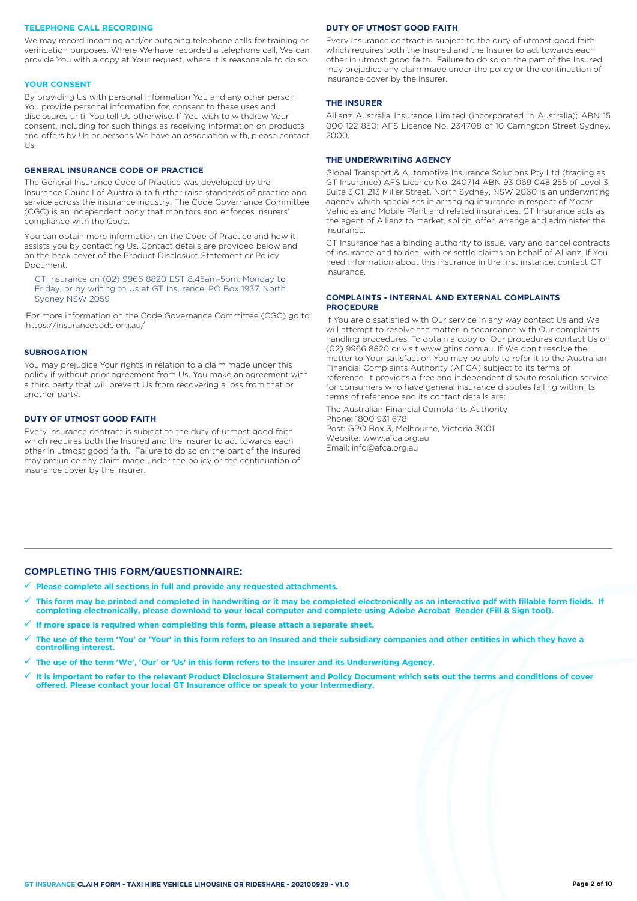### TELEPHONE CALL RECORDING

We may record incoming and/or outgoing telephone calls for training or verification purposes. Where We have recorded a telephone call, We can provide You with a copy at Your request, where it is reasonable to do so.

### YOUR CONSENT

By providing Us with personal information You and any other person You provide personal information for, consent to these uses and disclosures until You tell Us otherwise. If You wish to withdraw Your consent, including for such things as receiving information on products and offers by Us or persons We have an association with, please contact Us.

### GENERAL INSURANCE CODE OF PRACTICE

The General Insurance Code of Practice was developed by the Insurance Council of Australia to further raise standards of practice and service across the insurance industry. The Code Governance Committee (CGC) is an independent body that monitors and enforces insurers' compliance with the Code.

You can obtain more information on the Code of Practice and how it assists you by contacting Us. Contact details are provided below and on the back cover of the Product Disclosure Statement or Policy Document.

GT Insurance on (02) 9966 8820 EST 8.45am-5pm, Monday to Friday, or by writing to Us at GT Insurance, PO Box 1937, North Sydney NSW 2059

For more information on the Code Governance Committee (CGC) go to https://insurancecode.org.au/

### SUBROGATION

You may prejudice Your rights in relation to a claim made under this policy if without prior agreement from Us, You make an agreement with a third party that will prevent Us from recovering a loss from that or another party.

### DUTY OF UTMOST GOOD FAITH

Every insurance contract is subject to the duty of utmost good faith which requires both the Insured and the Insurer to act towards each other in utmost good faith. Failure to do so on the part of the Insured may prejudice any claim made under the policy or the continuation of insurance cover by the Insurer.

### DUTY OF UTMOST GOOD FAITH

Every insurance contract is subject to the duty of utmost good faith which requires both the Insured and the Insurer to act towards each other in utmost good faith. Failure to do so on the part of the Insured may prejudice any claim made under the policy or the continuation of insurance cover by the Insurer.

### THE INSURER

Allianz Australia Insurance Limited (incorporated in Australia); ABN 15 000 122 850; AFS Licence No. 234708 of 10 Carrington Street Sydney, 2000.

### THE UNDERWRITING AGENCY

Global Transport & Automotive Insurance Solutions Pty Ltd (trading as GT Insurance) AFS Licence No. 240714 ABN 93 069 048 255 of Level 3, Suite 3.01, 213 Miller Street, North Sydney, NSW 2060 is an underwriting agency which specialises in arranging insurance in respect of Motor Vehicles and Mobile Plant and related insurances. GT Insurance acts as the agent of Allianz to market, solicit, offer, arrange and administer the insurance.

GT Insurance has a binding authority to issue, vary and cancel contracts of insurance and to deal with or settle claims on behalf of Allianz. If You need information about this insurance in the first instance, contact GT Insurance.

### COMPLAINTS - INTERNAL AND EXTERNAL COMPLAINTS PROCEDURE

If You are dissatisfied with Our service in any way contact Us and We will attempt to resolve the matter in accordance with Our complaints handling procedures. To obtain a copy of Our procedures contact Us on (02) 9966 8820 or visit www.gtins.com.au. If We don't resolve the matter to Your satisfaction You may be able to refer it to the Australian Financial Complaints Authority (AFCA) subject to its terms of reference. It provides a free and independent dispute resolution service for consumers who have general insurance disputes falling within its terms of reference and its contact details are:

The Australian Financial Complaints Authority
Phone: 1800 931 678
Post: GPO Box 3, Melbourne, Victoria 3001
Website: www.afca.org.au
Email: info@afca.org.au

## COMPLETING THIS FORM/QUESTIONNAIRE:

- ✓ **Please complete all sections in full and provide any requested attachments.**
- ✓ **This form may be printed and completed in handwriting or it may be completed electronically as an interactive pdf with fillable form fields. If completing electronically, please download to your local computer and complete using Adobe Acrobat Reader (Fill & Sign tool).**
- ✓ **If more space is required when completing this form, please attach a separate sheet.**
- ✓ **The use of the term 'You' or 'Your' in this form refers to an Insured and their subsidiary companies and other entities in which they have a controlling interest.**
- ✓ **The use of the term 'We', 'Our' or 'Us' in this form refers to the Insurer and its Underwriting Agency.**
- ✓ **It is important to refer to the relevant Product Disclosure Statement and Policy Document which sets out the terms and conditions of cover offered. Please contact your local GT Insurance office or speak to your Intermediary.**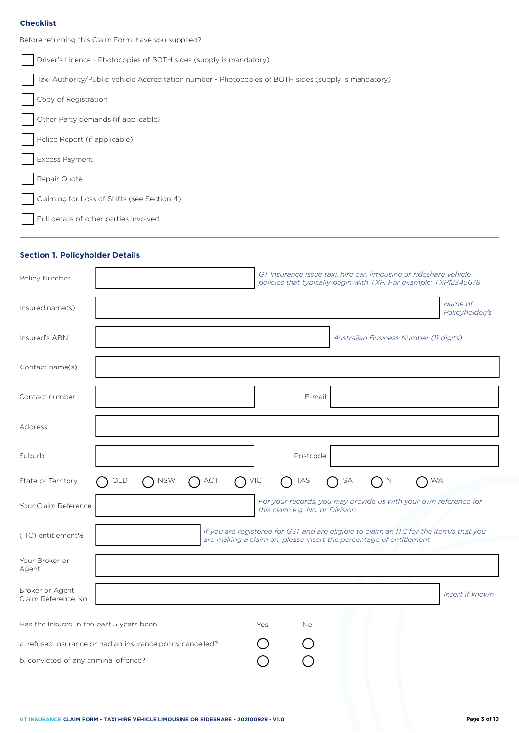### Checklist

Before returning this Claim Form, have you supplied?

- [ ] Driver's Licence - Photocopies of BOTH sides (supply is mandatory)
- [ ] Taxi Authority/Public Vehicle Accreditation number - Photocopies of BOTH sides (supply is mandatory)
- [ ] Copy of Registration
- [ ] Other Party demands (if applicable)
- [ ] Police Report (if applicable)
- [ ] Excess Payment
- [ ] Repair Quote
- [ ] Claiming for Loss of Shifts (see Section 4)
- [ ] Full details of other parties involved

### Section 1. Policyholder Details

| | | |
|---|---|---|
| Policy Number | | *GT Insurance issue taxi, hire car, limousine or rideshare vehicle policies that typically begin with TXP. For example: TXP12345678* |
| Insured name(s) | | *Name of Policyholder/s* |
| Insured's ABN | | *Australian Business Number (11 digits)* |
| Contact name(s) | | |
| Contact number | | E-mail |
| Address | | |
| Suburb | | Postcode |
| State or Territory | ◯ QLD ◯ NSW ◯ ACT ◯ VIC ◯ TAS ◯ SA ◯ NT ◯ WA | |
| Your Claim Reference | | *For your records, you may provide us with your own reference for this claim e.g. No. or Division.* |
| (ITC) entitlement% | | *If you are registered for GST and are eligible to claim an ITC for the item/s that you are making a claim on, please insert the percentage of entitlement.* |
| Your Broker or Agent | | |
| Broker or Agent Claim Reference No. | | *Insert if known* |

| Has the Insured in the past 5 years been: | Yes | No |
|---|---|---|
| a. refused insurance or had an insurance policy cancelled? | ◯ | ◯ |
| b. convicted of any criminal offence? | ◯ | ◯ |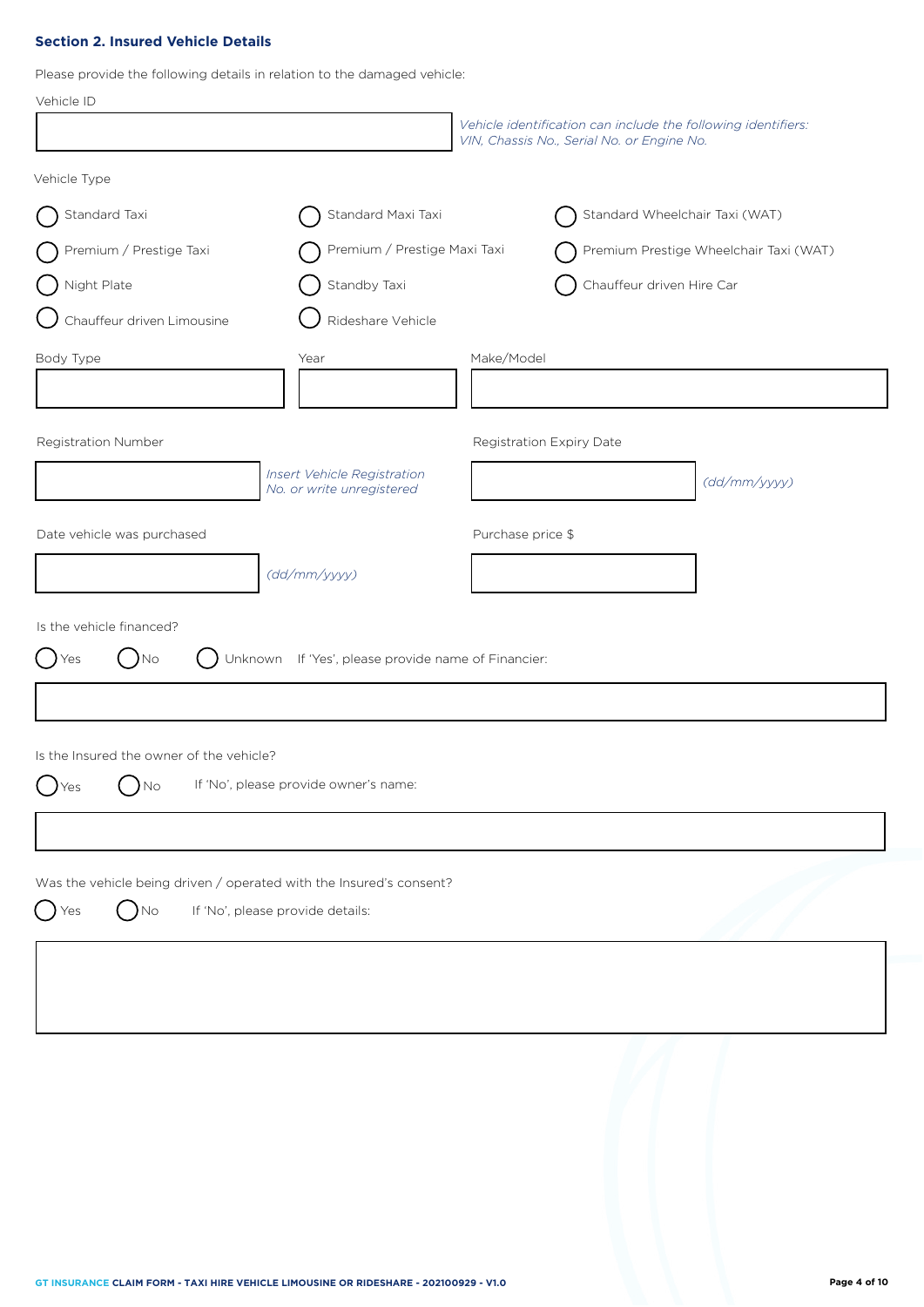### Section 2. Insured Vehicle Details

Please provide the following details in relation to the damaged vehicle:

Vehicle ID

*Vehicle identification can include the following identifiers: VIN, Chassis No., Serial No. or Engine No.*

Vehicle Type

- ◯ Standard Taxi
- ◯ Standard Maxi Taxi
- ◯ Standard Wheelchair Taxi (WAT)
- ◯ Premium / Prestige Taxi
- ◯ Premium / Prestige Maxi Taxi
- ◯ Premium Prestige Wheelchair Taxi (WAT)
- ◯ Night Plate
- ◯ Standby Taxi
- ◯ Chauffeur driven Hire Car
- ◯ Chauffeur driven Limousine
- ◯ Rideshare Vehicle

Body Type

Year

Make/Model

Registration Number

*Insert Vehicle Registration No. or write unregistered*

Registration Expiry Date

*(dd/mm/yyyy)*

Date vehicle was purchased

*(dd/mm/yyyy)*

Purchase price $

Is the vehicle financed?

◯ Yes ◯ No ◯ Unknown If 'Yes', please provide name of Financier:

Is the Insured the owner of the vehicle?

◯ Yes ◯ No If 'No', please provide owner's name:

Was the vehicle being driven / operated with the Insured's consent?

◯ Yes ◯ No If 'No', please provide details: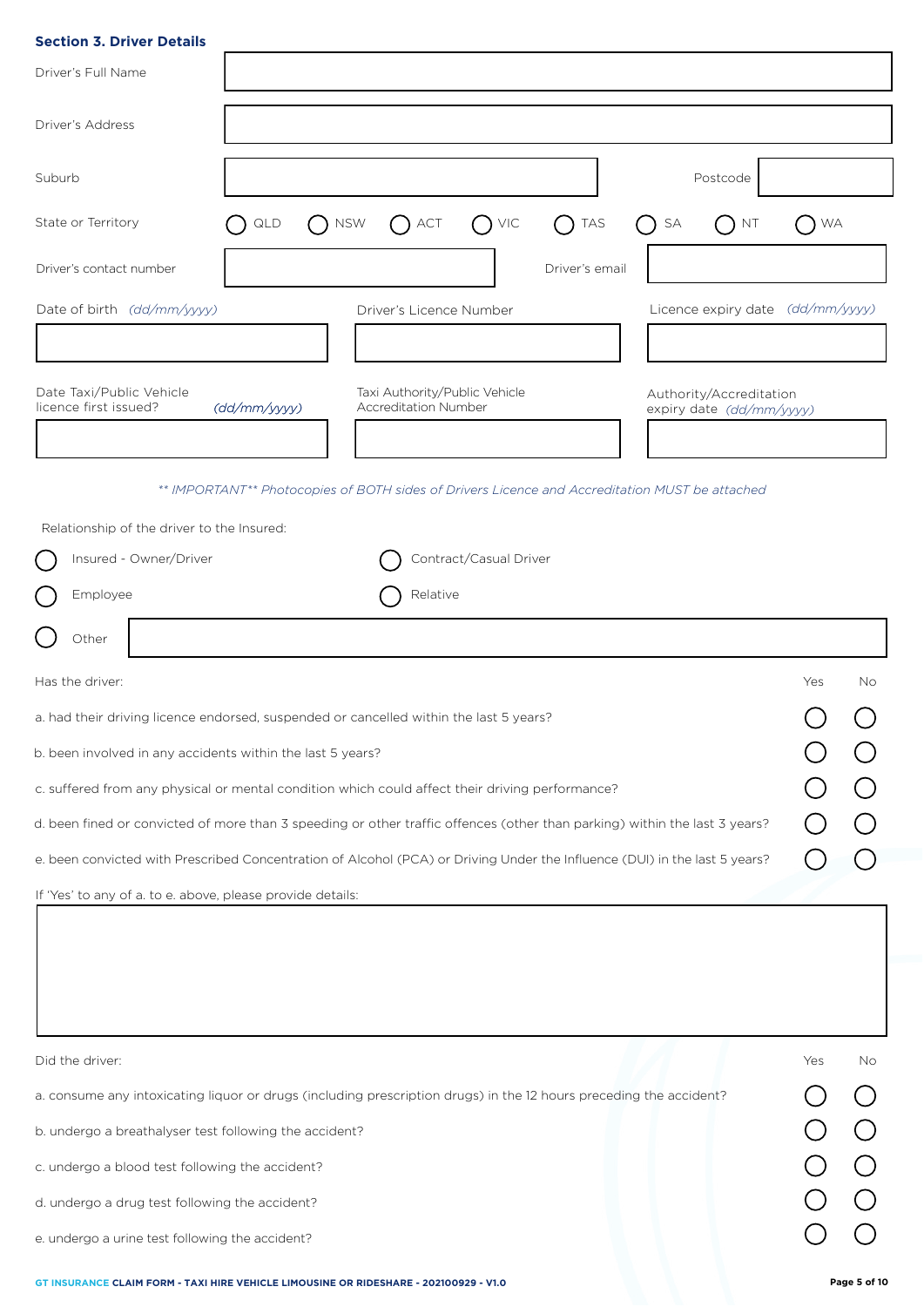### Section 3. Driver Details

Driver's Full Name

Driver's Address

Suburb

Postcode

State or Territory ◯ QLD ◯ NSW ◯ ACT ◯ VIC ◯ TAS ◯ SA ◯ NT ◯ WA

Driver's contact number

Driver's email

Date of birth *(dd/mm/yyyy)*

Driver's Licence Number

Licence expiry date *(dd/mm/yyyy)*

Date Taxi/Public Vehicle licence first issued? *(dd/mm/yyyy)*

Taxi Authority/Public Vehicle Accreditation Number

Authority/Accreditation expiry date *(dd/mm/yyyy)*

*\*\* IMPORTANT\*\* Photocopies of BOTH sides of Drivers Licence and Accreditation MUST be attached*

Relationship of the driver to the Insured:

◯ Insured - Owner/Driver

◯ Contract/Casual Driver

◯ Employee

◯ Relative

◯ Other

| Has the driver: | Yes | No |
|---|---|---|
| a. had their driving licence endorsed, suspended or cancelled within the last 5 years? | ◯ | ◯ |
| b. been involved in any accidents within the last 5 years? | ◯ | ◯ |
| c. suffered from any physical or mental condition which could affect their driving performance? | ◯ | ◯ |
| d. been fined or convicted of more than 3 speeding or other traffic offences (other than parking) within the last 3 years? | ◯ | ◯ |
| e. been convicted with Prescribed Concentration of Alcohol (PCA) or Driving Under the Influence (DUI) in the last 5 years? | ◯ | ◯ |

If 'Yes' to any of a. to e. above, please provide details:

| Did the driver: | Yes | No |
|---|---|---|
| a. consume any intoxicating liquor or drugs (including prescription drugs) in the 12 hours preceding the accident? | ◯ | ◯ |
| b. undergo a breathalyser test following the accident? | ◯ | ◯ |
| c. undergo a blood test following the accident? | ◯ | ◯ |
| d. undergo a drug test following the accident? | ◯ | ◯ |
| e. undergo a urine test following the accident? | ◯ | ◯ |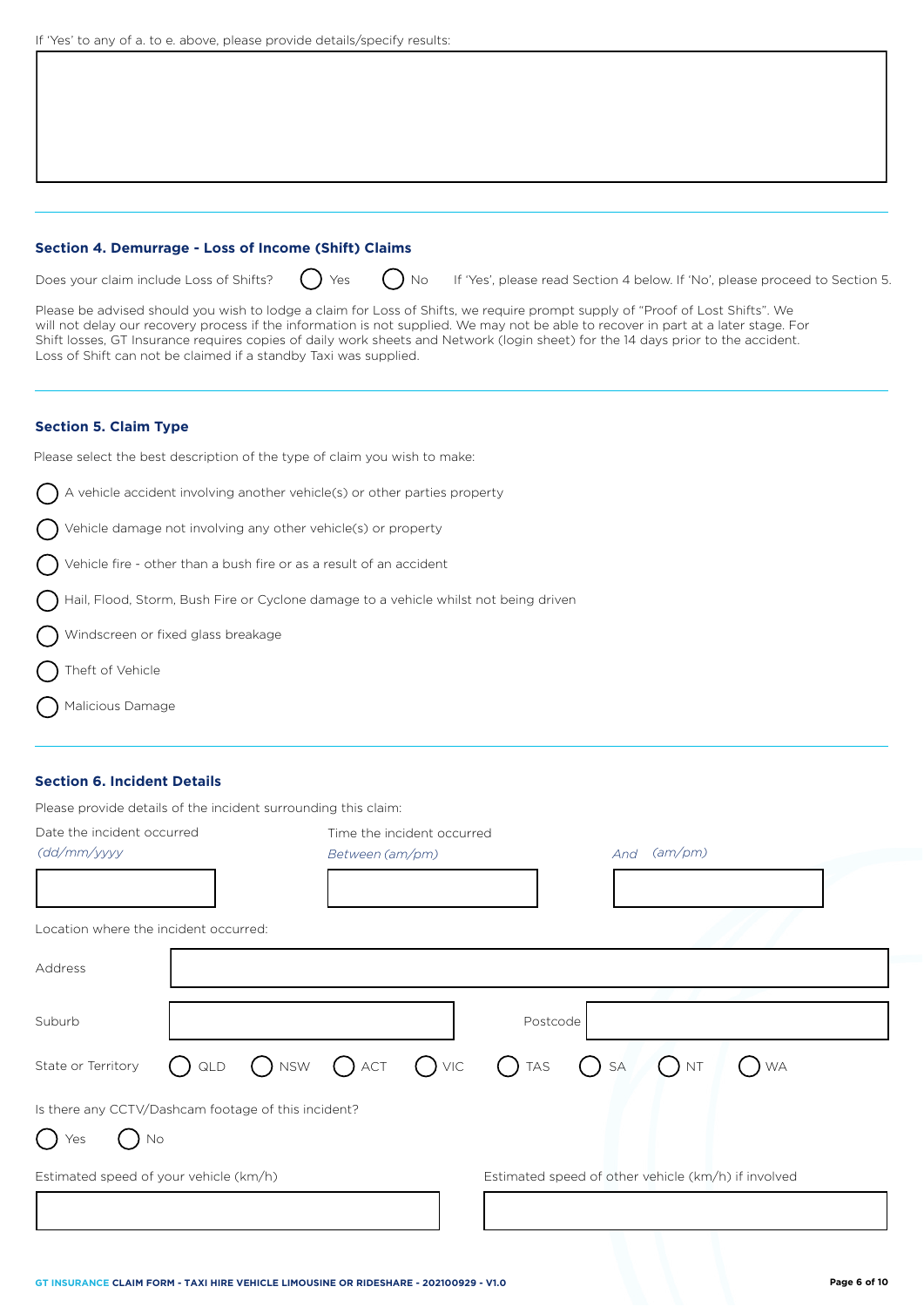If 'Yes' to any of a. to e. above, please provide details/specify results:

---

## Section 4. Demurrage - Loss of Income (Shift) Claims

Does your claim include Loss of Shifts? ( ) Yes ( ) No If 'Yes', please read Section 4 below. If 'No', please proceed to Section 5.

Please be advised should you wish to lodge a claim for Loss of Shifts, we require prompt supply of "Proof of Lost Shifts". We will not delay our recovery process if the information is not supplied. We may not be able to recover in part at a later stage. For Shift losses, GT Insurance requires copies of daily work sheets and Network (login sheet) for the 14 days prior to the accident. Loss of Shift can not be claimed if a standby Taxi was supplied.

---

## Section 5. Claim Type

Please select the best description of the type of claim you wish to make:

- ( ) A vehicle accident involving another vehicle(s) or other parties property
- ( ) Vehicle damage not involving any other vehicle(s) or property
- ( ) Vehicle fire - other than a bush fire or as a result of an accident
- ( ) Hail, Flood, Storm, Bush Fire or Cyclone damage to a vehicle whilst not being driven
- ( ) Windscreen or fixed glass breakage
- ( ) Theft of Vehicle
- ( ) Malicious Damage

---

## Section 6. Incident Details

Please provide details of the incident surrounding this claim:

Date the incident occurred *(dd/mm/yyyy*

Time the incident occurred *Between (am/pm)* *And (am/pm)*

Location where the incident occurred:

Address

Suburb

Postcode

State or Territory ( ) QLD ( ) NSW ( ) ACT ( ) VIC ( ) TAS ( ) SA ( ) NT ( ) WA

Is there any CCTV/Dashcam footage of this incident?

( ) Yes ( ) No

Estimated speed of your vehicle (km/h)

Estimated speed of other vehicle (km/h) if involved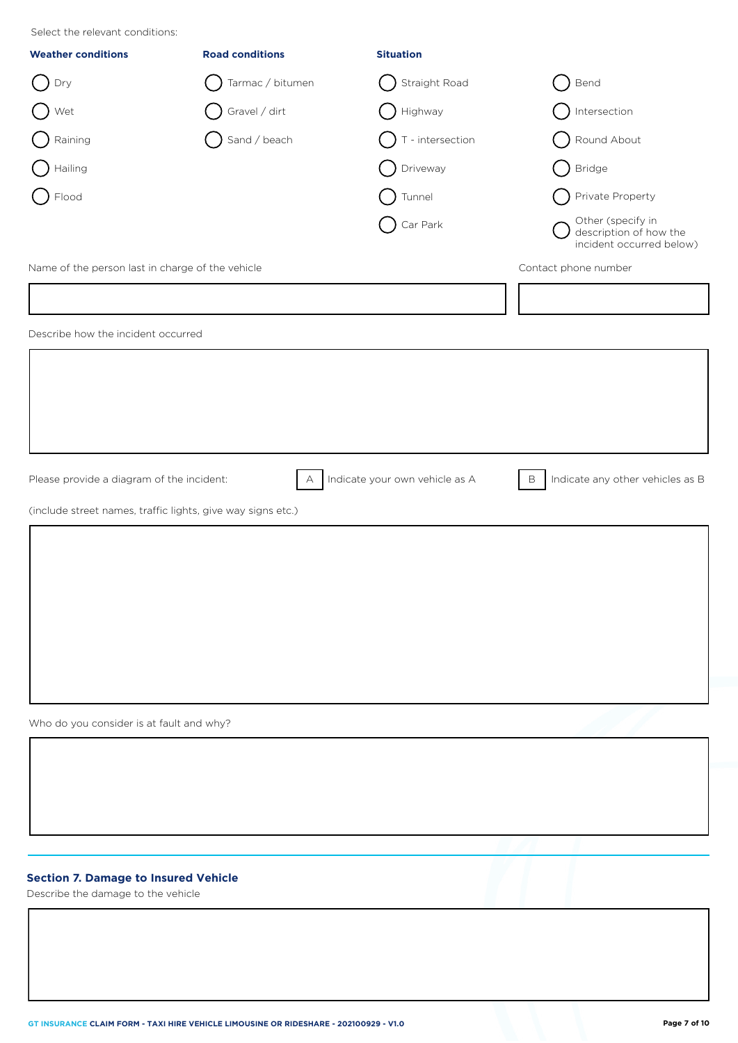Select the relevant conditions:

| Weather conditions | Road conditions | Situation | |
|---|---|---|---|
| ◯ Dry | ◯ Tarmac / bitumen | ◯ Straight Road | ◯ Bend |
| ◯ Wet | ◯ Gravel / dirt | ◯ Highway | ◯ Intersection |
| ◯ Raining | ◯ Sand / beach | ◯ T - intersection | ◯ Round About |
| ◯ Hailing | | ◯ Driveway | ◯ Bridge |
| ◯ Flood | | ◯ Tunnel | ◯ Private Property |
| | | ◯ Car Park | ◯ Other (specify in description of how the incident occurred below) |

Name of the person last in charge of the vehicle

Contact phone number

Describe how the incident occurred

Please provide a diagram of the incident: A Indicate your own vehicle as A B Indicate any other vehicles as B

(include street names, traffic lights, give way signs etc.)

Who do you consider is at fault and why?

## Section 7. Damage to Insured Vehicle

Describe the damage to the vehicle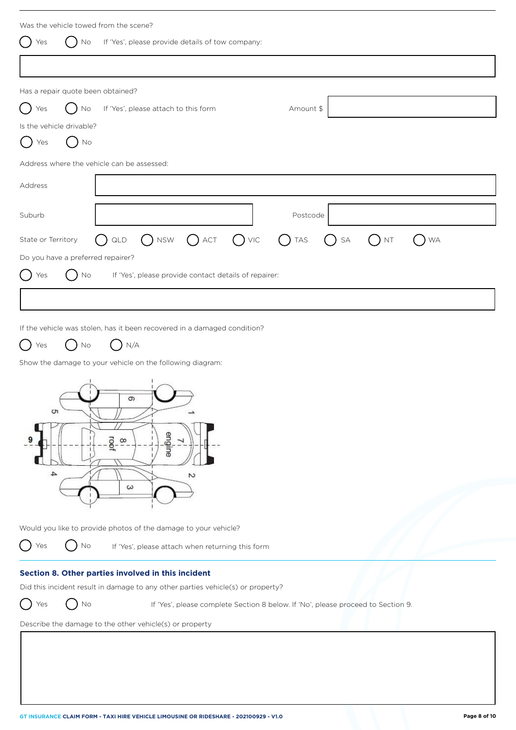Was the vehicle towed from the scene?

( ) Yes ( ) No If 'Yes', please provide details of tow company:

Has a repair quote been obtained?

( ) Yes ( ) No If 'Yes', please attach to this form Amount $

Is the vehicle drivable?

( ) Yes ( ) No

Address where the vehicle can be assessed:

Address

Suburb Postcode

State or Territory ( ) QLD ( ) NSW ( ) ACT ( ) VIC ( ) TAS ( ) SA ( ) NT ( ) WA

Do you have a preferred repairer?

( ) Yes ( ) No If 'Yes', please provide contact details of repairer:

If the vehicle was stolen, has it been recovered in a damaged condition?

( ) Yes ( ) No ( ) N/A

Show the damage to your vehicle on the following diagram:

1
2
3
4
5
6
7 engine
8 roof
9

Would you like to provide photos of the damage to your vehicle?

( ) Yes ( ) No If 'Yes', please attach when returning this form

## Section 8. Other parties involved in this incident

Did this incident result in damage to any other parties vehicle(s) or property?

( ) Yes ( ) No If 'Yes', please complete Section 8 below. If 'No', please proceed to Section 9.

Describe the damage to the other vehicle(s) or property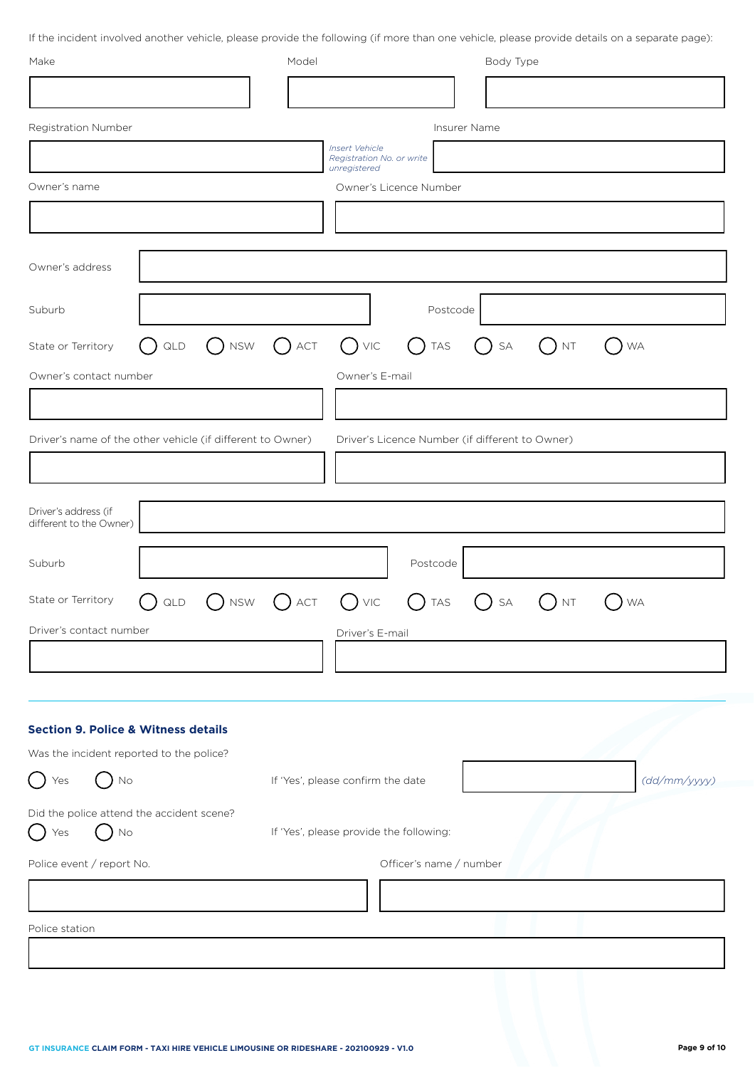If the incident involved another vehicle, please provide the following (if more than one vehicle, please provide details on a separate page):

Make

Model

Body Type

Registration Number

*Insert Vehicle Registration No. or write unregistered*

Insurer Name

Owner's name

Owner's Licence Number

Owner's address

Suburb

Postcode

State or Territory ( ) QLD ( ) NSW ( ) ACT ( ) VIC ( ) TAS ( ) SA ( ) NT ( ) WA

Owner's contact number

Owner's E-mail

Driver's name of the other vehicle (if different to Owner)

Driver's Licence Number (if different to Owner)

Driver's address (if different to the Owner)

Suburb

Postcode

State or Territory ( ) QLD ( ) NSW ( ) ACT ( ) VIC ( ) TAS ( ) SA ( ) NT ( ) WA

Driver's contact number

Driver's E-mail

## Section 9. Police & Witness details

Was the incident reported to the police?

( ) Yes ( ) No

If 'Yes', please confirm the date *(dd/mm/yyyy)*

Did the police attend the accident scene?

( ) Yes ( ) No

If 'Yes', please provide the following:

Police event / report No.

Officer's name / number

Police station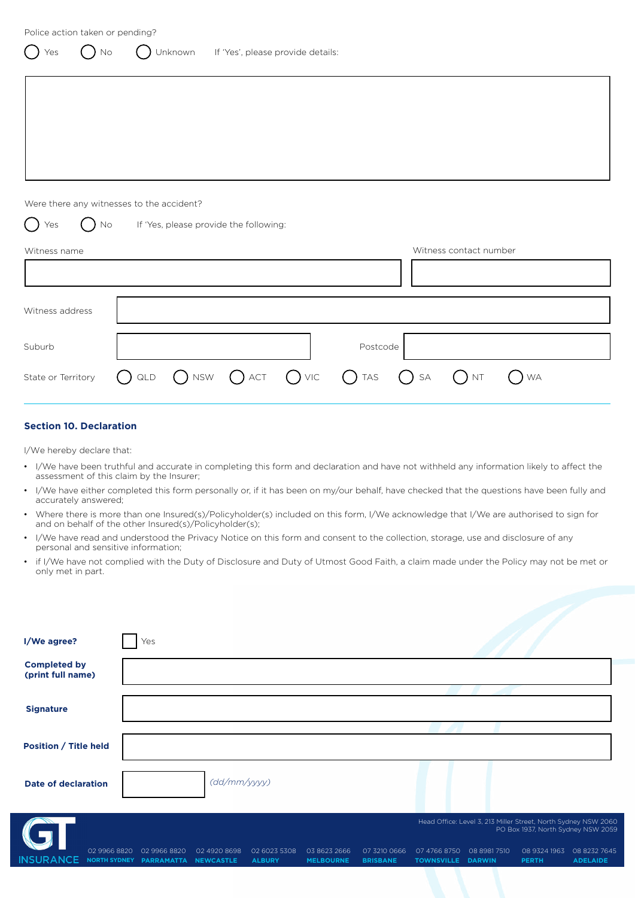Police action taken or pending?

( ) Yes ( ) No ( ) Unknown If 'Yes', please provide details:

Were there any witnesses to the accident?

( ) Yes ( ) No If 'Yes, please provide the following:

Witness name

Witness contact number

Witness address

Suburb

Postcode

State or Territory ( ) QLD ( ) NSW ( ) ACT ( ) VIC ( ) TAS ( ) SA ( ) NT ( ) WA

## Section 10. Declaration

I/We hereby declare that:

- I/We have been truthful and accurate in completing this form and declaration and have not withheld any information likely to affect the assessment of this claim by the Insurer;
- I/We have either completed this form personally or, if it has been on my/our behalf, have checked that the questions have been fully and accurately answered;
- Where there is more than one Insured(s)/Policyholder(s) included on this form, I/We acknowledge that I/We are authorised to sign for and on behalf of the other Insured(s)/Policyholder(s);
- I/We have read and understood the Privacy Notice on this form and consent to the collection, storage, use and disclosure of any personal and sensitive information;
- if I/We have not complied with the Duty of Disclosure and Duty of Utmost Good Faith, a claim made under the Policy may not be met or only met in part.

**I/We agree?** [ ] Yes

**Completed by (print full name)**

**Signature**

**Position / Title held**

**Date of declaration** *(dd/mm/yyyy)*

GT INSURANCE

Head Office: Level 3, 213 Miller Street, North Sydney NSW 2060
PO Box 1937, North Sydney NSW 2059

| | | | | | | | | | |
|---|---|---|---|---|---|---|---|---|---|
| 02 9966 8820 | 02 9966 8820 | 02 4920 8698 | 02 6023 5308 | 03 8623 2666 | 07 3210 0666 | 07 4766 8750 | 08 8981 7510 | 08 9324 1963 | 08 8232 7645 |
| **NORTH SYDNEY** | **PARRAMATTA** | **NEWCASTLE** | **ALBURY** | **MELBOURNE** | **BRISBANE** | **TOWNSVILLE** | **DARWIN** | **PERTH** | **ADELAIDE** |